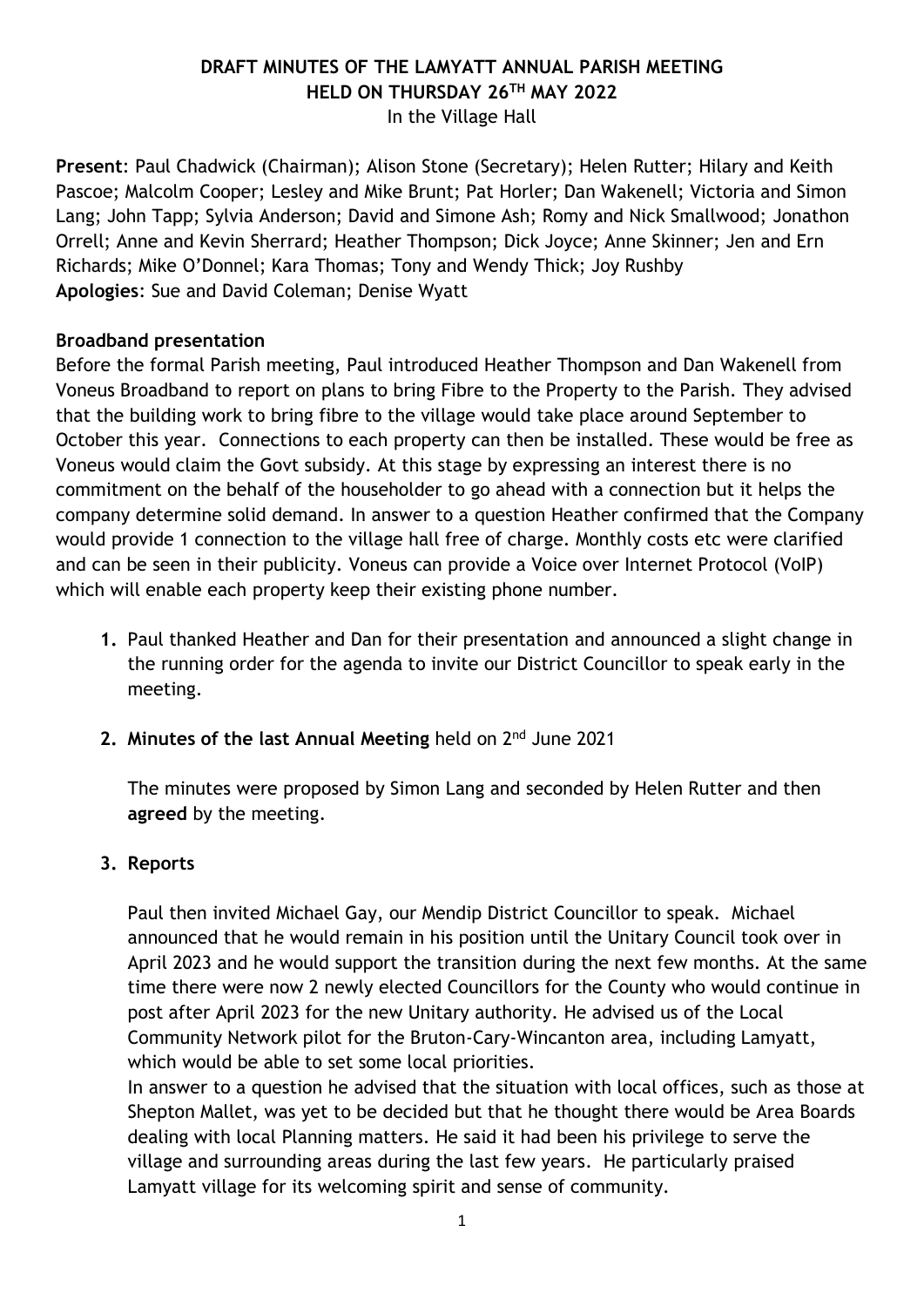# DRAFT MINUTES OF THE LAMYATT ANNUAL PARISH MEETING HELD ON THURSDAY 26TH MAY 2022

In the Village Hall

**Present**: Paul Chadwick (Chairman); Alison Stone (Secretary); Helen Rutter; Hilary and Keith Pascoe; Malcolm Cooper; Lesley and Mike Brunt; Pat Horler; Dan Wakenell; Victoria and Simon Lang; John Tapp; Sylvia Anderson; David and Simone Ash; Romy and Nick Smallwood; Jonathon Orrell; Anne and Kevin Sherrard; Heather Thompson; Dick Joyce; Anne Skinner; Jen and Ern Richards; Mike O'Donnel; Kara Thomas; Tony and Wendy Thick; Joy Rushby

**Apologies**: Sue and David Coleman; Denise Wyatt

## Broadband presentation

Before the formal Parish meeting, Paul introduced Heather Thompson and Dan Wakenell from Voneus Broadband to report on plans to bring Fibre to the Property to the Parish. They advised that the building work to bring fibre to the village would take place around September to October this year. Connections to each property can then be installed. These would be free as Voneus would claim the Govt subsidy. At this stage by expressing an interest there is no commitment on the behalf of the householder to go ahead with a connection but it helps the company determine solid demand. In answer to a question Heather confirmed that the Company would provide 1 connection to the village hall free of charge. Monthly costs etc were clarified and can be seen in their publicity. Voneus can provide a Voice over Internet Protocol (VoIP) which will enable each property keep their existing phone number.

1. Paul thanked Heather and Dan for their presentation and announced a slight change in the running order for the agenda to invite our District Councillor to speak early in the meeting.

2. **Minutes of the last Annual Meeting** held on 2nd June 2021

   The minutes were proposed by Simon Lang and seconded by Helen Rutter and then **agreed** by the meeting.

3. **Reports**

   Paul then invited Michael Gay, our Mendip District Councillor to speak. Michael announced that he would remain in his position until the Unitary Council took over in April 2023 and he would support the transition during the next few months. At the same time there were now 2 newly elected Councillors for the County who would continue in post after April 2023 for the new Unitary authority. He advised us of the Local Community Network pilot for the Bruton-Cary-Wincanton area, including Lamyatt, which would be able to set some local priorities.

   In answer to a question he advised that the situation with local offices, such as those at Shepton Mallet, was yet to be decided but that he thought there would be Area Boards dealing with local Planning matters. He said it had been his privilege to serve the village and surrounding areas during the last few years. He particularly praised Lamyatt village for its welcoming spirit and sense of community.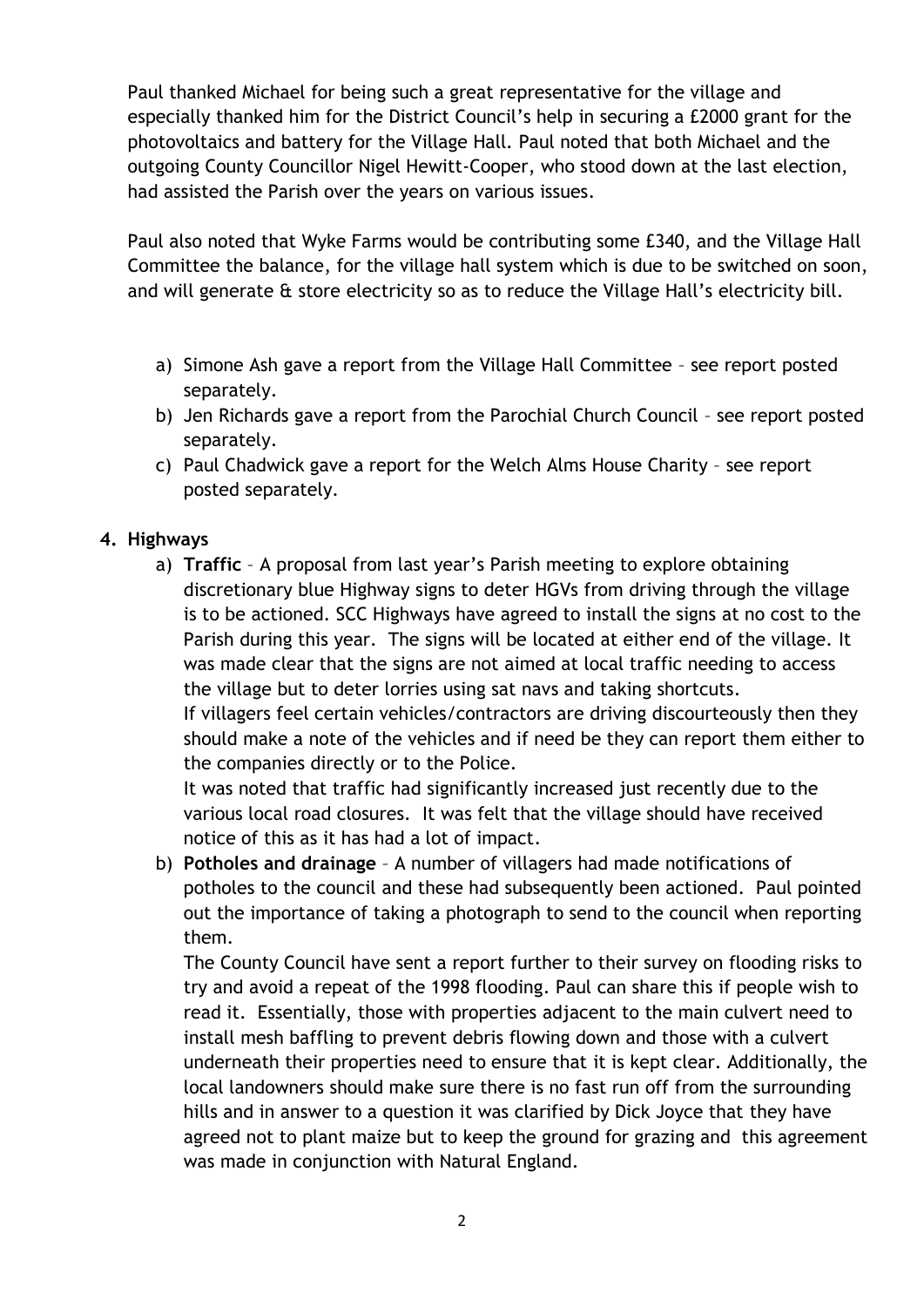Paul thanked Michael for being such a great representative for the village and especially thanked him for the District Council's help in securing a £2000 grant for the photovoltaics and battery for the Village Hall. Paul noted that both Michael and the outgoing County Councillor Nigel Hewitt-Cooper, who stood down at the last election, had assisted the Parish over the years on various issues.

Paul also noted that Wyke Farms would be contributing some £340, and the Village Hall Committee the balance, for the village hall system which is due to be switched on soon, and will generate & store electricity so as to reduce the Village Hall's electricity bill.

a) Simone Ash gave a report from the Village Hall Committee – see report posted separately.
b) Jen Richards gave a report from the Parochial Church Council – see report posted separately.
c) Paul Chadwick gave a report for the Welch Alms House Charity – see report posted separately.

**4. Highways**

a) **Traffic** – A proposal from last year's Parish meeting to explore obtaining discretionary blue Highway signs to deter HGVs from driving through the village is to be actioned. SCC Highways have agreed to install the signs at no cost to the Parish during this year. The signs will be located at either end of the village. It was made clear that the signs are not aimed at local traffic needing to access the village but to deter lorries using sat navs and taking shortcuts.
If villagers feel certain vehicles/contractors are driving discourteously then they should make a note of the vehicles and if need be they can report them either to the companies directly or to the Police.
It was noted that traffic had significantly increased just recently due to the various local road closures. It was felt that the village should have received notice of this as it has had a lot of impact.

b) **Potholes and drainage** – A number of villagers had made notifications of potholes to the council and these had subsequently been actioned. Paul pointed out the importance of taking a photograph to send to the council when reporting them.
The County Council have sent a report further to their survey on flooding risks to try and avoid a repeat of the 1998 flooding. Paul can share this if people wish to read it. Essentially, those with properties adjacent to the main culvert need to install mesh baffling to prevent debris flowing down and those with a culvert underneath their properties need to ensure that it is kept clear. Additionally, the local landowners should make sure there is no fast run off from the surrounding hills and in answer to a question it was clarified by Dick Joyce that they have agreed not to plant maize but to keep the ground for grazing and this agreement was made in conjunction with Natural England.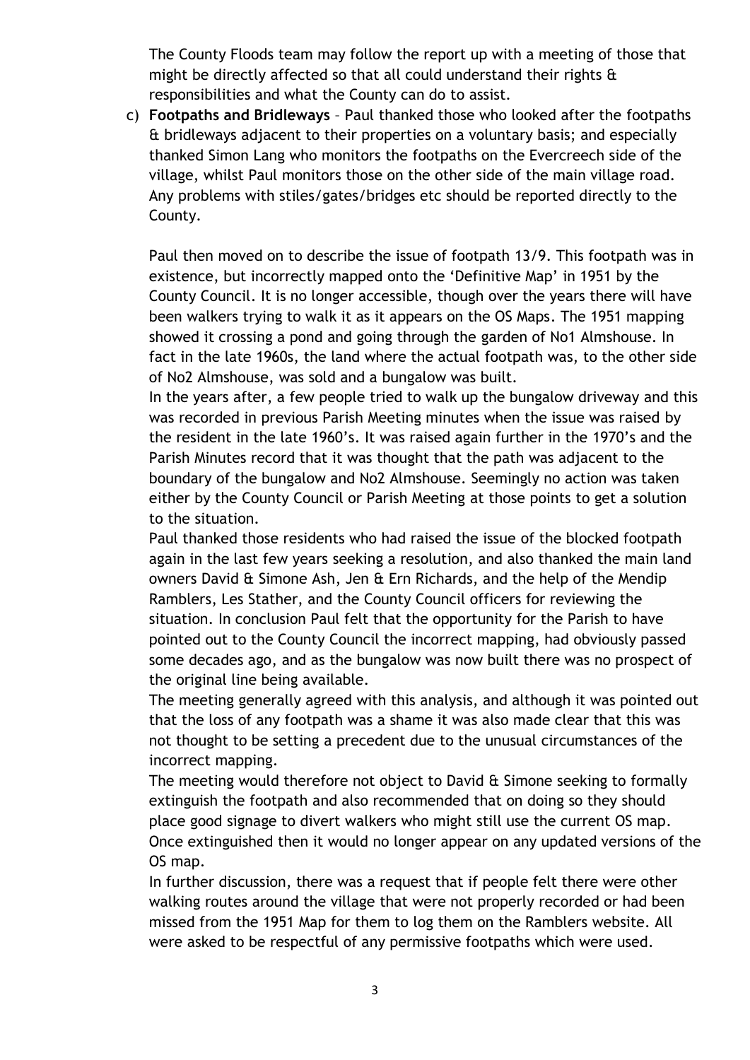The County Floods team may follow the report up with a meeting of those that might be directly affected so that all could understand their rights & responsibilities and what the County can do to assist.

c) **Footpaths and Bridleways** – Paul thanked those who looked after the footpaths & bridleways adjacent to their properties on a voluntary basis; and especially thanked Simon Lang who monitors the footpaths on the Evercreech side of the village, whilst Paul monitors those on the other side of the main village road. Any problems with stiles/gates/bridges etc should be reported directly to the County.

   Paul then moved on to describe the issue of footpath 13/9. This footpath was in existence, but incorrectly mapped onto the 'Definitive Map' in 1951 by the County Council. It is no longer accessible, though over the years there will have been walkers trying to walk it as it appears on the OS Maps. The 1951 mapping showed it crossing a pond and going through the garden of No1 Almshouse. In fact in the late 1960s, the land where the actual footpath was, to the other side of No2 Almshouse, was sold and a bungalow was built.
   In the years after, a few people tried to walk up the bungalow driveway and this was recorded in previous Parish Meeting minutes when the issue was raised by the resident in the late 1960's. It was raised again further in the 1970's and the Parish Minutes record that it was thought that the path was adjacent to the boundary of the bungalow and No2 Almshouse. Seemingly no action was taken either by the County Council or Parish Meeting at those points to get a solution to the situation.
   Paul thanked those residents who had raised the issue of the blocked footpath again in the last few years seeking a resolution, and also thanked the main land owners David & Simone Ash, Jen & Ern Richards, and the help of the Mendip Ramblers, Les Stather, and the County Council officers for reviewing the situation. In conclusion Paul felt that the opportunity for the Parish to have pointed out to the County Council the incorrect mapping, had obviously passed some decades ago, and as the bungalow was now built there was no prospect of the original line being available.
   The meeting generally agreed with this analysis, and although it was pointed out that the loss of any footpath was a shame it was also made clear that this was not thought to be setting a precedent due to the unusual circumstances of the incorrect mapping.
   The meeting would therefore not object to David & Simone seeking to formally extinguish the footpath and also recommended that on doing so they should place good signage to divert walkers who might still use the current OS map. Once extinguished then it would no longer appear on any updated versions of the OS map.
   In further discussion, there was a request that if people felt there were other walking routes around the village that were not properly recorded or had been missed from the 1951 Map for them to log them on the Ramblers website. All were asked to be respectful of any permissive footpaths which were used.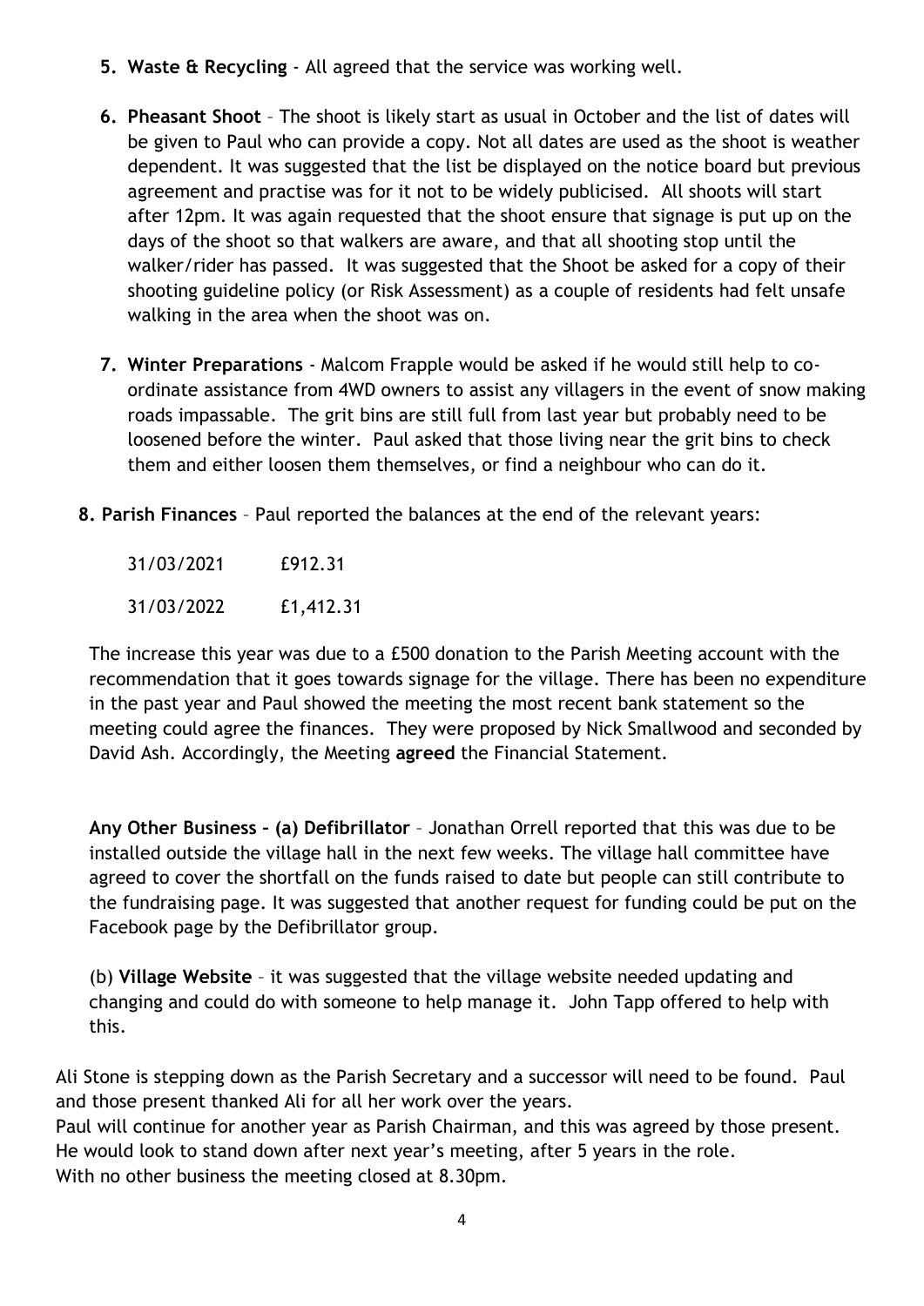5. **Waste & Recycling** - All agreed that the service was working well.

6. **Pheasant Shoot** – The shoot is likely start as usual in October and the list of dates will be given to Paul who can provide a copy. Not all dates are used as the shoot is weather dependent. It was suggested that the list be displayed on the notice board but previous agreement and practise was for it not to be widely publicised. All shoots will start after 12pm. It was again requested that the shoot ensure that signage is put up on the days of the shoot so that walkers are aware, and that all shooting stop until the walker/rider has passed. It was suggested that the Shoot be asked for a copy of their shooting guideline policy (or Risk Assessment) as a couple of residents had felt unsafe walking in the area when the shoot was on.

7. **Winter Preparations** - Malcom Frapple would be asked if he would still help to co-ordinate assistance from 4WD owners to assist any villagers in the event of snow making roads impassable. The grit bins are still full from last year but probably need to be loosened before the winter. Paul asked that those living near the grit bins to check them and either loosen them themselves, or find a neighbour who can do it.

8. **Parish Finances** – Paul reported the balances at the end of the relevant years:

| | |
|---|---|
| 31/03/2021 | £912.31 |
| 31/03/2022 | £1,412.31 |

The increase this year was due to a £500 donation to the Parish Meeting account with the recommendation that it goes towards signage for the village. There has been no expenditure in the past year and Paul showed the meeting the most recent bank statement so the meeting could agree the finances. They were proposed by Nick Smallwood and seconded by David Ash. Accordingly, the Meeting **agreed** the Financial Statement.

**Any Other Business – (a) Defibrillator** – Jonathan Orrell reported that this was due to be installed outside the village hall in the next few weeks. The village hall committee have agreed to cover the shortfall on the funds raised to date but people can still contribute to the fundraising page. It was suggested that another request for funding could be put on the Facebook page by the Defibrillator group.

(b) **Village Website** – it was suggested that the village website needed updating and changing and could do with someone to help manage it. John Tapp offered to help with this.

Ali Stone is stepping down as the Parish Secretary and a successor will need to be found. Paul and those present thanked Ali for all her work over the years.
Paul will continue for another year as Parish Chairman, and this was agreed by those present. He would look to stand down after next year's meeting, after 5 years in the role.
With no other business the meeting closed at 8.30pm.